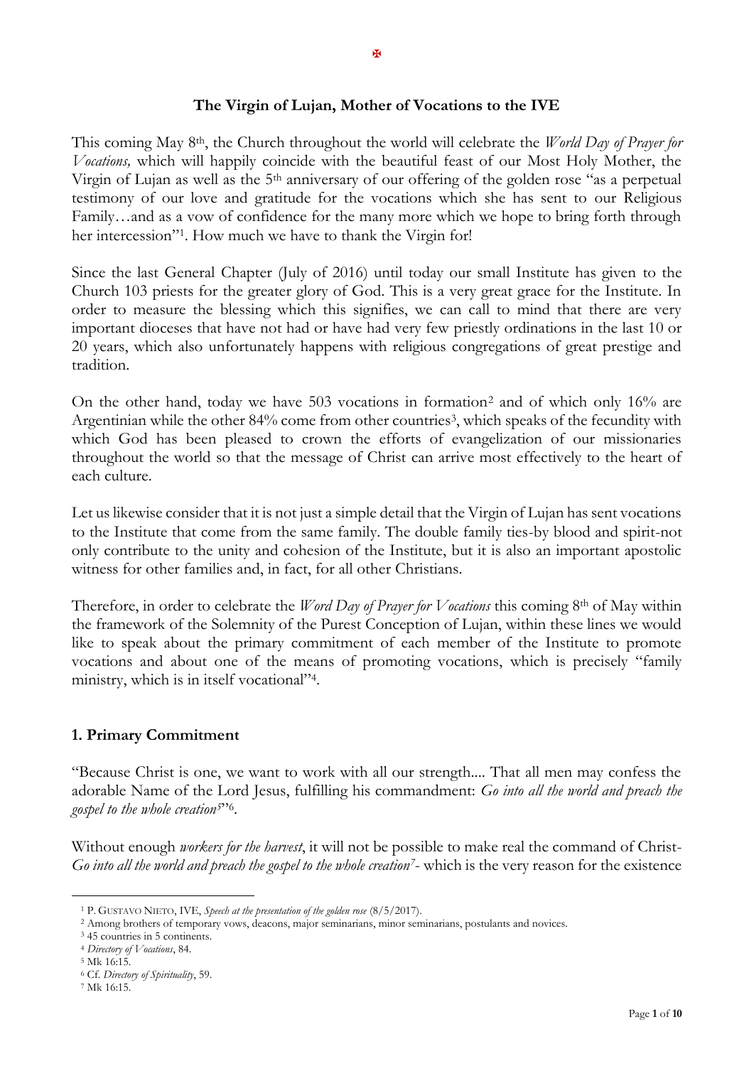✠

## The Virgin of Lujan, Mother of Vocations to the IVE

This coming May 8th, the Church throughout the world will celebrate the *World Day of Prayer for Vocations,* which will happily coincide with the beautiful feast of our Most Holy Mother, the Virgin of Lujan as well as the 5th anniversary of our offering of the golden rose "as a perpetual testimony of our love and gratitude for the vocations which she has sent to our Religious Family…and as a vow of confidence for the many more which we hope to bring forth through her intercession"[1]. How much we have to thank the Virgin for!

Since the last General Chapter (July of 2016) until today our small Institute has given to the Church 103 priests for the greater glory of God. This is a very great grace for the Institute. In order to measure the blessing which this signifies, we can call to mind that there are very important dioceses that have not had or have had very few priestly ordinations in the last 10 or 20 years, which also unfortunately happens with religious congregations of great prestige and tradition.

On the other hand, today we have 503 vocations in formation[2] and of which only 16% are Argentinian while the other 84% come from other countries[3], which speaks of the fecundity with which God has been pleased to crown the efforts of evangelization of our missionaries throughout the world so that the message of Christ can arrive most effectively to the heart of each culture.

Let us likewise consider that it is not just a simple detail that the Virgin of Lujan has sent vocations to the Institute that come from the same family. The double family ties-by blood and spirit-not only contribute to the unity and cohesion of the Institute, but it is also an important apostolic witness for other families and, in fact, for all other Christians.

Therefore, in order to celebrate the *Word Day of Prayer for Vocations* this coming 8th of May within the framework of the Solemnity of the Purest Conception of Lujan, within these lines we would like to speak about the primary commitment of each member of the Institute to promote vocations and about one of the means of promoting vocations, which is precisely "family ministry, which is in itself vocational"[4].

### 1. Primary Commitment

"Because Christ is one, we want to work with all our strength.... That all men may confess the adorable Name of the Lord Jesus, fulfilling his commandment: *Go into all the world and preach the gospel to the whole creation*[5]"[6].

Without enough *workers for the harvest*, it will not be possible to make real the command of Christ- *Go into all the world and preach the gospel to the whole creation*[7]- which is the very reason for the existence

---

[1] P. Gustavo Nieto, IVE, *Speech at the presentation of the golden rose* (8/5/2017).

[2] Among brothers of temporary vows, deacons, major seminarians, minor seminarians, postulants and novices.

[3] 45 countries in 5 continents.

[4] *Directory of Vocations*, 84.

[5] Mk 16:15.

[6] Cf. *Directory of Spirituality*, 59.

[7] Mk 16:15.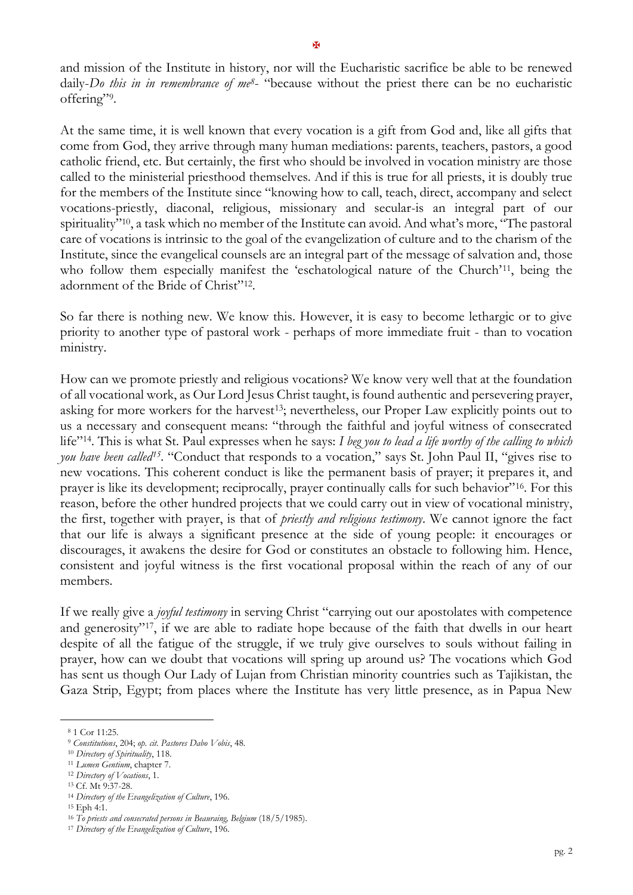and mission of the Institute in history, nor will the Eucharistic sacrifice be able to be renewed daily-*Do this in in remembrance of me*[8]- "because without the priest there can be no eucharistic offering"[9].

At the same time, it is well known that every vocation is a gift from God and, like all gifts that come from God, they arrive through many human mediations: parents, teachers, pastors, a good catholic friend, etc. But certainly, the first who should be involved in vocation ministry are those called to the ministerial priesthood themselves. And if this is true for all priests, it is doubly true for the members of the Institute since "knowing how to call, teach, direct, accompany and select vocations-priestly, diaconal, religious, missionary and secular-is an integral part of our spirituality"[10], a task which no member of the Institute can avoid. And what's more, "The pastoral care of vocations is intrinsic to the goal of the evangelization of culture and to the charism of the Institute, since the evangelical counsels are an integral part of the message of salvation and, those who follow them especially manifest the 'eschatological nature of the Church'[11], being the adornment of the Bride of Christ"[12].

So far there is nothing new. We know this. However, it is easy to become lethargic or to give priority to another type of pastoral work - perhaps of more immediate fruit - than to vocation ministry.

How can we promote priestly and religious vocations? We know very well that at the foundation of all vocational work, as Our Lord Jesus Christ taught, is found authentic and persevering prayer, asking for more workers for the harvest[13]; nevertheless, our Proper Law explicitly points out to us a necessary and consequent means: "through the faithful and joyful witness of consecrated life"[14]. This is what St. Paul expresses when he says: *I beg you to lead a life worthy of the calling to which you have been called*[15]. "Conduct that responds to a vocation," says St. John Paul II, "gives rise to new vocations. This coherent conduct is like the permanent basis of prayer; it prepares it, and prayer is like its development; reciprocally, prayer continually calls for such behavior"[16]. For this reason, before the other hundred projects that we could carry out in view of vocational ministry, the first, together with prayer, is that of *priestly and religious testimony*. We cannot ignore the fact that our life is always a significant presence at the side of young people: it encourages or discourages, it awakens the desire for God or constitutes an obstacle to following him. Hence, consistent and joyful witness is the first vocational proposal within the reach of any of our members.

If we really give a *joyful testimony* in serving Christ "carrying out our apostolates with competence and generosity"[17], if we are able to radiate hope because of the faith that dwells in our heart despite of all the fatigue of the struggle, if we truly give ourselves to souls without failing in prayer, how can we doubt that vocations will spring up around us? The vocations which God has sent us though Our Lady of Lujan from Christian minority countries such as Tajikistan, the Gaza Strip, Egypt; from places where the Institute has very little presence, as in Papua New

---

[8] 1 Cor 11:25.
[9] *Constitutions*, 204; *op. cit. Pastores Dabo Vobis*, 48.
[10] *Directory of Spirituality*, 118.
[11] *Lumen Gentium*, chapter 7.
[12] *Directory of Vocations*, 1.
[13] Cf. Mt 9:37-28.
[14] *Directory of the Evangelization of Culture*, 196.
[15] Eph 4:1.
[16] *To priests and consecrated persons in Beauraing, Belgium* (18/5/1985).
[17] *Directory of the Evangelization of Culture*, 196.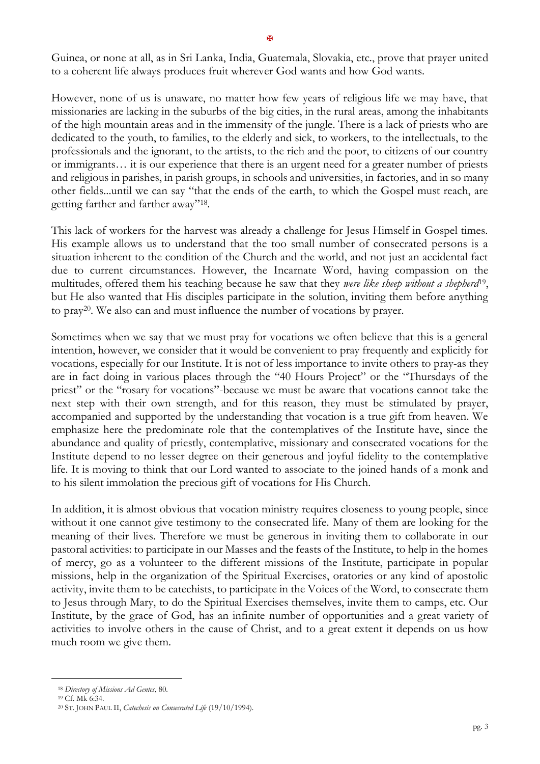Guinea, or none at all, as in Sri Lanka, India, Guatemala, Slovakia, etc., prove that prayer united to a coherent life always produces fruit wherever God wants and how God wants.

However, none of us is unaware, no matter how few years of religious life we may have, that missionaries are lacking in the suburbs of the big cities, in the rural areas, among the inhabitants of the high mountain areas and in the immensity of the jungle. There is a lack of priests who are dedicated to the youth, to families, to the elderly and sick, to workers, to the intellectuals, to the professionals and the ignorant, to the artists, to the rich and the poor, to citizens of our country or immigrants… it is our experience that there is an urgent need for a greater number of priests and religious in parishes, in parish groups, in schools and universities, in factories, and in so many other fields...until we can say "that the ends of the earth, to which the Gospel must reach, are getting farther and farther away"[18].

This lack of workers for the harvest was already a challenge for Jesus Himself in Gospel times. His example allows us to understand that the too small number of consecrated persons is a situation inherent to the condition of the Church and the world, and not just an accidental fact due to current circumstances. However, the Incarnate Word, having compassion on the multitudes, offered them his teaching because he saw that they *were like sheep without a shepherd*[19], but He also wanted that His disciples participate in the solution, inviting them before anything to pray[20]. We also can and must influence the number of vocations by prayer.

Sometimes when we say that we must pray for vocations we often believe that this is a general intention, however, we consider that it would be convenient to pray frequently and explicitly for vocations, especially for our Institute. It is not of less importance to invite others to pray-as they are in fact doing in various places through the "40 Hours Project" or the "Thursdays of the priest" or the "rosary for vocations"-because we must be aware that vocations cannot take the next step with their own strength, and for this reason, they must be stimulated by prayer, accompanied and supported by the understanding that vocation is a true gift from heaven. We emphasize here the predominate role that the contemplatives of the Institute have, since the abundance and quality of priestly, contemplative, missionary and consecrated vocations for the Institute depend to no lesser degree on their generous and joyful fidelity to the contemplative life. It is moving to think that our Lord wanted to associate to the joined hands of a monk and to his silent immolation the precious gift of vocations for His Church.

In addition, it is almost obvious that vocation ministry requires closeness to young people, since without it one cannot give testimony to the consecrated life. Many of them are looking for the meaning of their lives. Therefore we must be generous in inviting them to collaborate in our pastoral activities: to participate in our Masses and the feasts of the Institute, to help in the homes of mercy, go as a volunteer to the different missions of the Institute, participate in popular missions, help in the organization of the Spiritual Exercises, oratories or any kind of apostolic activity, invite them to be catechists, to participate in the Voices of the Word, to consecrate them to Jesus through Mary, to do the Spiritual Exercises themselves, invite them to camps, etc. Our Institute, by the grace of God, has an infinite number of opportunities and a great variety of activities to involve others in the cause of Christ, and to a great extent it depends on us how much room we give them.

---

[18] *Directory of Missions Ad Gentes*, 80.

[19] Cf. Mk 6:34.

[20] St. John Paul II, *Catechesis on Consecrated Life* (19/10/1994).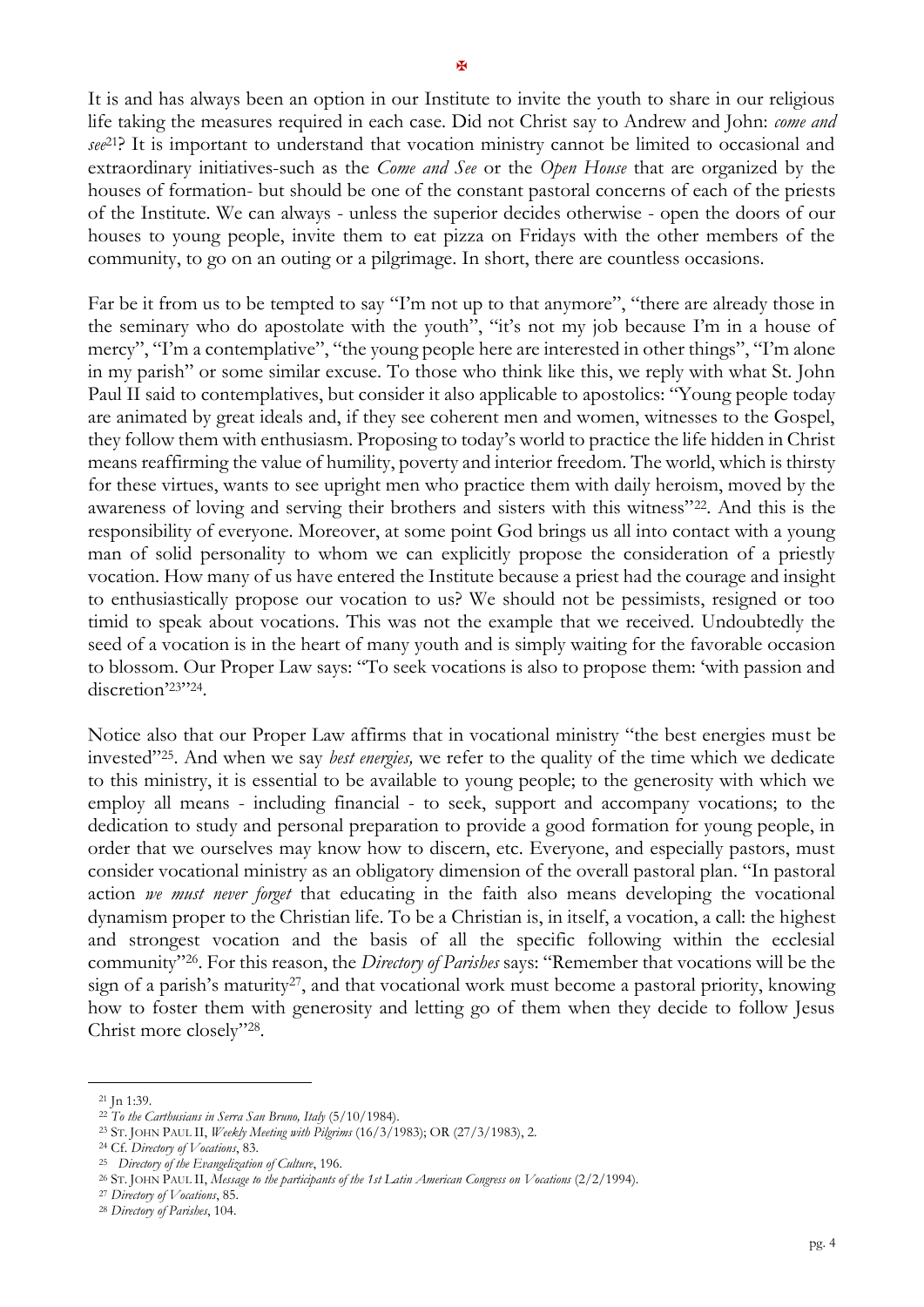It is and has always been an option in our Institute to invite the youth to share in our religious life taking the measures required in each case. Did not Christ say to Andrew and John: *come and see*[21]? It is important to understand that vocation ministry cannot be limited to occasional and extraordinary initiatives-such as the *Come and See* or the *Open House* that are organized by the houses of formation- but should be one of the constant pastoral concerns of each of the priests of the Institute. We can always - unless the superior decides otherwise - open the doors of our houses to young people, invite them to eat pizza on Fridays with the other members of the community, to go on an outing or a pilgrimage. In short, there are countless occasions.

Far be it from us to be tempted to say "I'm not up to that anymore", "there are already those in the seminary who do apostolate with the youth", "it's not my job because I'm in a house of mercy", "I'm a contemplative", "the young people here are interested in other things", "I'm alone in my parish" or some similar excuse. To those who think like this, we reply with what St. John Paul II said to contemplatives, but consider it also applicable to apostolics: "Young people today are animated by great ideals and, if they see coherent men and women, witnesses to the Gospel, they follow them with enthusiasm. Proposing to today's world to practice the life hidden in Christ means reaffirming the value of humility, poverty and interior freedom. The world, which is thirsty for these virtues, wants to see upright men who practice them with daily heroism, moved by the awareness of loving and serving their brothers and sisters with this witness"[22]. And this is the responsibility of everyone. Moreover, at some point God brings us all into contact with a young man of solid personality to whom we can explicitly propose the consideration of a priestly vocation. How many of us have entered the Institute because a priest had the courage and insight to enthusiastically propose our vocation to us? We should not be pessimists, resigned or too timid to speak about vocations. This was not the example that we received. Undoubtedly the seed of a vocation is in the heart of many youth and is simply waiting for the favorable occasion to blossom. Our Proper Law says: "To seek vocations is also to propose them: 'with passion and discretion'[23]"[24].

Notice also that our Proper Law affirms that in vocational ministry "the best energies must be invested"[25]. And when we say *best energies,* we refer to the quality of the time which we dedicate to this ministry, it is essential to be available to young people; to the generosity with which we employ all means - including financial - to seek, support and accompany vocations; to the dedication to study and personal preparation to provide a good formation for young people, in order that we ourselves may know how to discern, etc. Everyone, and especially pastors, must consider vocational ministry as an obligatory dimension of the overall pastoral plan. "In pastoral action *we must never forget* that educating in the faith also means developing the vocational dynamism proper to the Christian life. To be a Christian is, in itself, a vocation, a call: the highest and strongest vocation and the basis of all the specific following within the ecclesial community"[26]. For this reason, the *Directory of Parishes* says: "Remember that vocations will be the sign of a parish's maturity[27], and that vocational work must become a pastoral priority, knowing how to foster them with generosity and letting go of them when they decide to follow Jesus Christ more closely"[28].

---

[21] Jn 1:39.

[22] *To the Carthusians in Serra San Bruno, Italy* (5/10/1984).

[23] ST. JOHN PAUL II, *Weekly Meeting with Pilgrims* (16/3/1983); OR (27/3/1983), 2.

[24] Cf. *Directory of Vocations*, 83.

[25] *Directory of the Evangelization of Culture*, 196.

[26] ST. JOHN PAUL II, *Message to the participants of the 1st Latin American Congress on Vocations* (2/2/1994).

[27] *Directory of Vocations*, 85.

[28] *Directory of Parishes*, 104.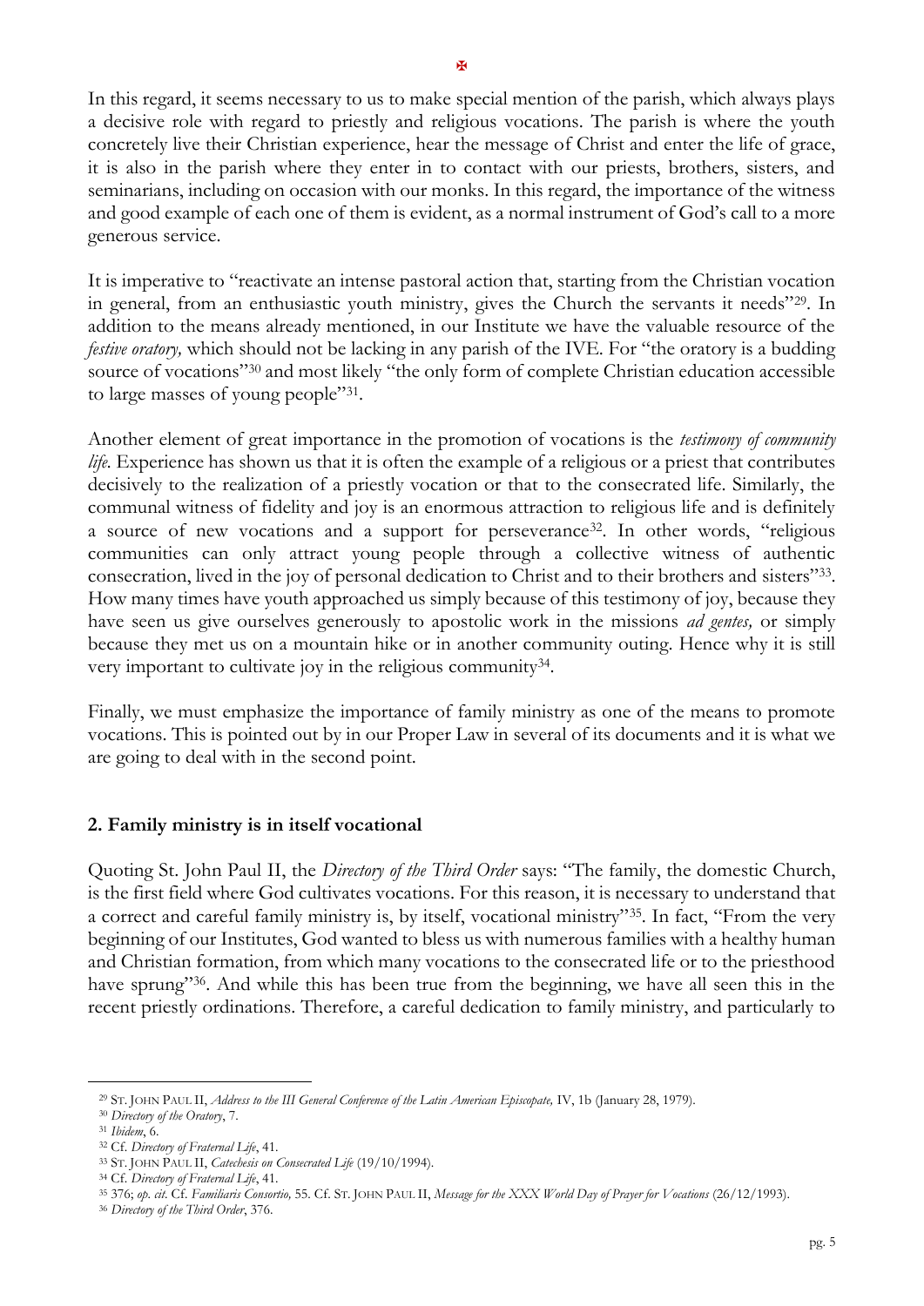In this regard, it seems necessary to us to make special mention of the parish, which always plays a decisive role with regard to priestly and religious vocations. The parish is where the youth concretely live their Christian experience, hear the message of Christ and enter the life of grace, it is also in the parish where they enter in to contact with our priests, brothers, sisters, and seminarians, including on occasion with our monks. In this regard, the importance of the witness and good example of each one of them is evident, as a normal instrument of God's call to a more generous service.

It is imperative to "reactivate an intense pastoral action that, starting from the Christian vocation in general, from an enthusiastic youth ministry, gives the Church the servants it needs"[29]. In addition to the means already mentioned, in our Institute we have the valuable resource of the *festive oratory,* which should not be lacking in any parish of the IVE. For "the oratory is a budding source of vocations"[30] and most likely "the only form of complete Christian education accessible to large masses of young people"[31].

Another element of great importance in the promotion of vocations is the *testimony of community life.* Experience has shown us that it is often the example of a religious or a priest that contributes decisively to the realization of a priestly vocation or that to the consecrated life. Similarly, the communal witness of fidelity and joy is an enormous attraction to religious life and is definitely a source of new vocations and a support for perseverance[32]. In other words, "religious communities can only attract young people through a collective witness of authentic consecration, lived in the joy of personal dedication to Christ and to their brothers and sisters"[33]. How many times have youth approached us simply because of this testimony of joy, because they have seen us give ourselves generously to apostolic work in the missions *ad gentes,* or simply because they met us on a mountain hike or in another community outing. Hence why it is still very important to cultivate joy in the religious community[34].

Finally, we must emphasize the importance of family ministry as one of the means to promote vocations. This is pointed out by in our Proper Law in several of its documents and it is what we are going to deal with in the second point.

## 2. Family ministry is in itself vocational

Quoting St. John Paul II, the *Directory of the Third Order* says: "The family, the domestic Church, is the first field where God cultivates vocations. For this reason, it is necessary to understand that a correct and careful family ministry is, by itself, vocational ministry"[35]. In fact, "From the very beginning of our Institutes, God wanted to bless us with numerous families with a healthy human and Christian formation, from which many vocations to the consecrated life or to the priesthood have sprung"[36]. And while this has been true from the beginning, we have all seen this in the recent priestly ordinations. Therefore, a careful dedication to family ministry, and particularly to

---

[29] St. John Paul II, *Address to the III General Conference of the Latin American Episcopate,* IV, 1b (January 28, 1979).

[30] *Directory of the Oratory*, 7.

[31] *Ibidem*, 6.

[32] Cf. *Directory of Fraternal Life*, 41.

[33] St. John Paul II, *Catechesis on Consecrated Life* (19/10/1994).

[34] Cf. *Directory of Fraternal Life*, 41.

[35] 376; *op. cit*. Cf. *Familiaris Consortio,* 55. Cf. St. John Paul II, *Message for the XXX World Day of Prayer for Vocations* (26/12/1993).

[36] *Directory of the Third Order*, 376.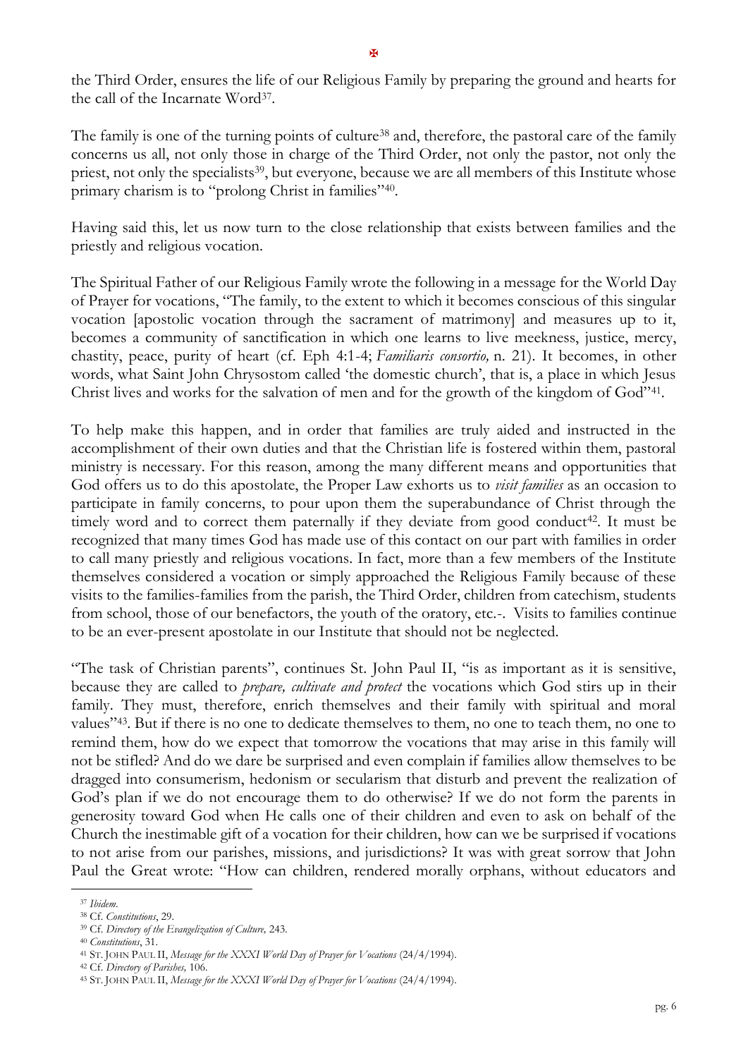the Third Order, ensures the life of our Religious Family by preparing the ground and hearts for the call of the Incarnate Word[37].

The family is one of the turning points of culture[38] and, therefore, the pastoral care of the family concerns us all, not only those in charge of the Third Order, not only the pastor, not only the priest, not only the specialists[39], but everyone, because we are all members of this Institute whose primary charism is to "prolong Christ in families"[40].

Having said this, let us now turn to the close relationship that exists between families and the priestly and religious vocation.

The Spiritual Father of our Religious Family wrote the following in a message for the World Day of Prayer for vocations, "The family, to the extent to which it becomes conscious of this singular vocation [apostolic vocation through the sacrament of matrimony] and measures up to it, becomes a community of sanctification in which one learns to live meekness, justice, mercy, chastity, peace, purity of heart (cf. Eph 4:1-4; *Familiaris consortio,* n. 21). It becomes, in other words, what Saint John Chrysostom called 'the domestic church', that is, a place in which Jesus Christ lives and works for the salvation of men and for the growth of the kingdom of God"[41].

To help make this happen, and in order that families are truly aided and instructed in the accomplishment of their own duties and that the Christian life is fostered within them, pastoral ministry is necessary. For this reason, among the many different means and opportunities that God offers us to do this apostolate, the Proper Law exhorts us to *visit families* as an occasion to participate in family concerns, to pour upon them the superabundance of Christ through the timely word and to correct them paternally if they deviate from good conduct[42]. It must be recognized that many times God has made use of this contact on our part with families in order to call many priestly and religious vocations. In fact, more than a few members of the Institute themselves considered a vocation or simply approached the Religious Family because of these visits to the families-families from the parish, the Third Order, children from catechism, students from school, those of our benefactors, the youth of the oratory, etc.-. Visits to families continue to be an ever-present apostolate in our Institute that should not be neglected.

"The task of Christian parents", continues St. John Paul II, "is as important as it is sensitive, because they are called to *prepare, cultivate and protect* the vocations which God stirs up in their family. They must, therefore, enrich themselves and their family with spiritual and moral values"[43]. But if there is no one to dedicate themselves to them, no one to teach them, no one to remind them, how do we expect that tomorrow the vocations that may arise in this family will not be stifled? And do we dare be surprised and even complain if families allow themselves to be dragged into consumerism, hedonism or secularism that disturb and prevent the realization of God's plan if we do not encourage them to do otherwise? If we do not form the parents in generosity toward God when He calls one of their children and even to ask on behalf of the Church the inestimable gift of a vocation for their children, how can we be surprised if vocations to not arise from our parishes, missions, and jurisdictions? It was with great sorrow that John Paul the Great wrote: "How can children, rendered morally orphans, without educators and

---

[37] *Ibidem*.

[38] Cf. *Constitutions*, 29.

[39] Cf. *Directory of the Evangelization of Culture,* 243.

[40] *Constitutions*, 31.

[41] ST. JOHN PAUL II, *Message for the XXXI World Day of Prayer for Vocations* (24/4/1994).

[42] Cf. *Directory of Parishes,* 106.

[43] ST. JOHN PAUL II, *Message for the XXXI World Day of Prayer for Vocations* (24/4/1994).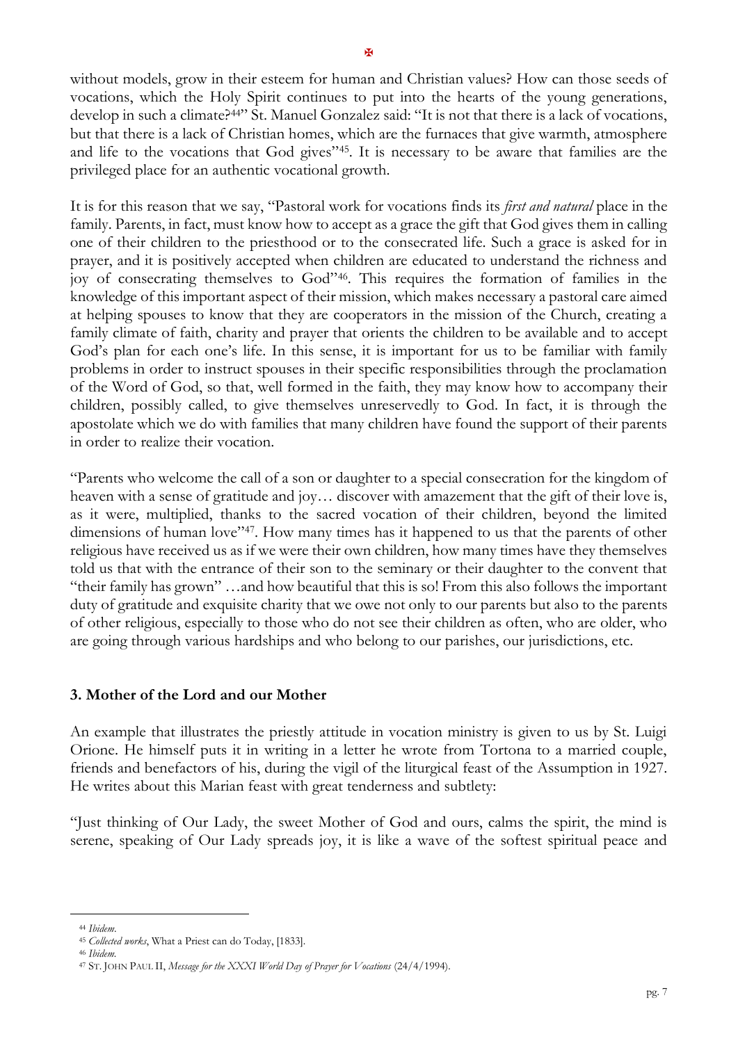without models, grow in their esteem for human and Christian values? How can those seeds of vocations, which the Holy Spirit continues to put into the hearts of the young generations, develop in such a climate?[44]" St. Manuel Gonzalez said: "It is not that there is a lack of vocations, but that there is a lack of Christian homes, which are the furnaces that give warmth, atmosphere and life to the vocations that God gives"[45]. It is necessary to be aware that families are the privileged place for an authentic vocational growth.

It is for this reason that we say, "Pastoral work for vocations finds its *first and natural* place in the family. Parents, in fact, must know how to accept as a grace the gift that God gives them in calling one of their children to the priesthood or to the consecrated life. Such a grace is asked for in prayer, and it is positively accepted when children are educated to understand the richness and joy of consecrating themselves to God"[46]. This requires the formation of families in the knowledge of this important aspect of their mission, which makes necessary a pastoral care aimed at helping spouses to know that they are cooperators in the mission of the Church, creating a family climate of faith, charity and prayer that orients the children to be available and to accept God's plan for each one's life. In this sense, it is important for us to be familiar with family problems in order to instruct spouses in their specific responsibilities through the proclamation of the Word of God, so that, well formed in the faith, they may know how to accompany their children, possibly called, to give themselves unreservedly to God. In fact, it is through the apostolate which we do with families that many children have found the support of their parents in order to realize their vocation.

"Parents who welcome the call of a son or daughter to a special consecration for the kingdom of heaven with a sense of gratitude and joy… discover with amazement that the gift of their love is, as it were, multiplied, thanks to the sacred vocation of their children, beyond the limited dimensions of human love"[47]. How many times has it happened to us that the parents of other religious have received us as if we were their own children, how many times have they themselves told us that with the entrance of their son to the seminary or their daughter to the convent that "their family has grown" …and how beautiful that this is so! From this also follows the important duty of gratitude and exquisite charity that we owe not only to our parents but also to the parents of other religious, especially to those who do not see their children as often, who are older, who are going through various hardships and who belong to our parishes, our jurisdictions, etc.

### 3. Mother of the Lord and our Mother

An example that illustrates the priestly attitude in vocation ministry is given to us by St. Luigi Orione. He himself puts it in writing in a letter he wrote from Tortona to a married couple, friends and benefactors of his, during the vigil of the liturgical feast of the Assumption in 1927. He writes about this Marian feast with great tenderness and subtlety:

"Just thinking of Our Lady, the sweet Mother of God and ours, calms the spirit, the mind is serene, speaking of Our Lady spreads joy, it is like a wave of the softest spiritual peace and

---

[44] *Ibidem*.

[45] *Collected works*, What a Priest can do Today, [1833].

[46] *Ibidem*.

[47] ST. JOHN PAUL II, *Message for the XXXI World Day of Prayer for Vocations* (24/4/1994).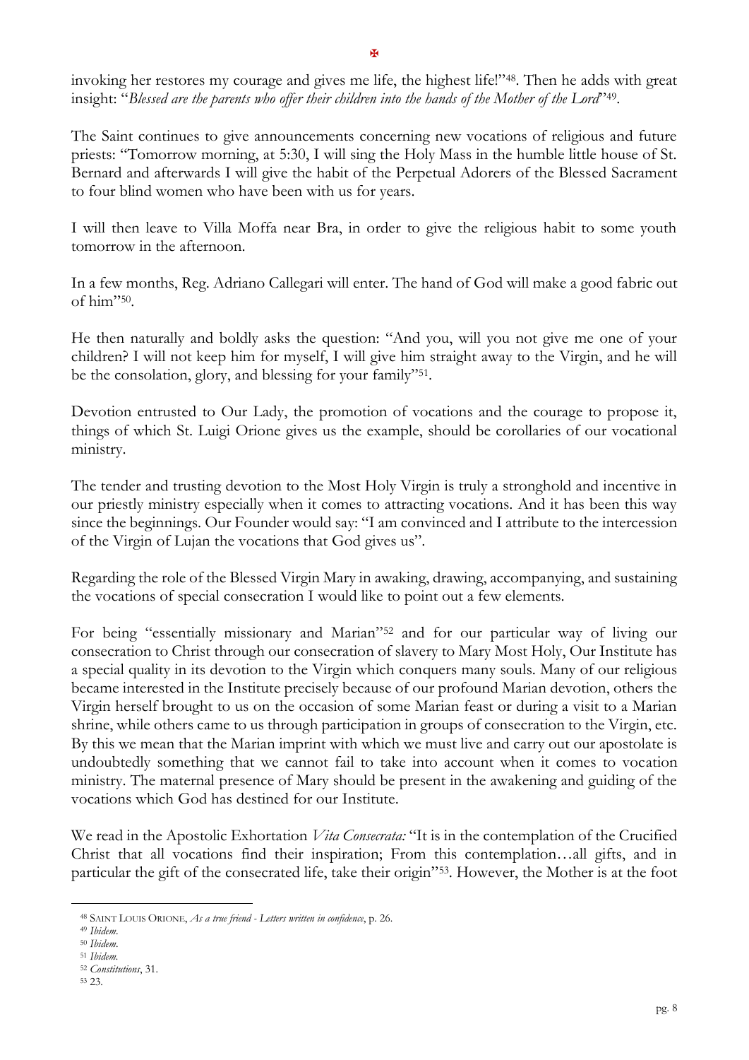invoking her restores my courage and gives me life, the highest life!"[48]. Then he adds with great insight: "*Blessed are the parents who offer their children into the hands of the Mother of the Lord*"[49].

The Saint continues to give announcements concerning new vocations of religious and future priests: "Tomorrow morning, at 5:30, I will sing the Holy Mass in the humble little house of St. Bernard and afterwards I will give the habit of the Perpetual Adorers of the Blessed Sacrament to four blind women who have been with us for years.

I will then leave to Villa Moffa near Bra, in order to give the religious habit to some youth tomorrow in the afternoon.

In a few months, Reg. Adriano Callegari will enter. The hand of God will make a good fabric out of him"[50].

He then naturally and boldly asks the question: "And you, will you not give me one of your children? I will not keep him for myself, I will give him straight away to the Virgin, and he will be the consolation, glory, and blessing for your family"[51].

Devotion entrusted to Our Lady, the promotion of vocations and the courage to propose it, things of which St. Luigi Orione gives us the example, should be corollaries of our vocational ministry.

The tender and trusting devotion to the Most Holy Virgin is truly a stronghold and incentive in our priestly ministry especially when it comes to attracting vocations. And it has been this way since the beginnings. Our Founder would say: "I am convinced and I attribute to the intercession of the Virgin of Lujan the vocations that God gives us".

Regarding the role of the Blessed Virgin Mary in awaking, drawing, accompanying, and sustaining the vocations of special consecration I would like to point out a few elements.

For being "essentially missionary and Marian"[52] and for our particular way of living our consecration to Christ through our consecration of slavery to Mary Most Holy, Our Institute has a special quality in its devotion to the Virgin which conquers many souls. Many of our religious became interested in the Institute precisely because of our profound Marian devotion, others the Virgin herself brought to us on the occasion of some Marian feast or during a visit to a Marian shrine, while others came to us through participation in groups of consecration to the Virgin, etc. By this we mean that the Marian imprint with which we must live and carry out our apostolate is undoubtedly something that we cannot fail to take into account when it comes to vocation ministry. The maternal presence of Mary should be present in the awakening and guiding of the vocations which God has destined for our Institute.

We read in the Apostolic Exhortation *Vita Consecrata:* "It is in the contemplation of the Crucified Christ that all vocations find their inspiration; From this contemplation…all gifts, and in particular the gift of the consecrated life, take their origin"[53]. However, the Mother is at the foot

---

[48] SAINT LOUIS ORIONE, *As a true friend - Letters written in confidence*, p. 26.

[49] *Ibidem*.

[50] *Ibidem*.

[51] *Ibidem*.

[52] *Constitutions*, 31.

[53] 23.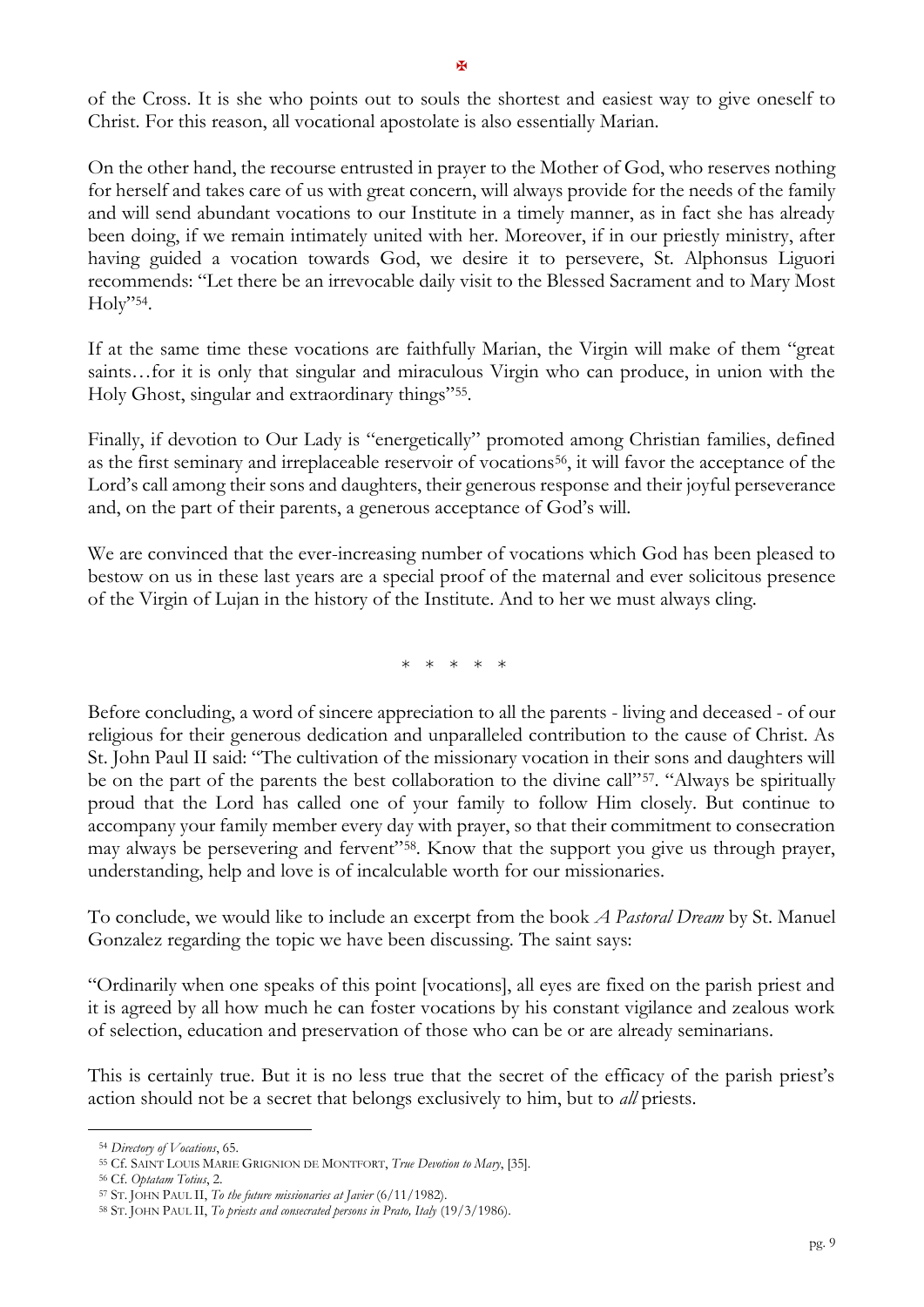of the Cross. It is she who points out to souls the shortest and easiest way to give oneself to Christ. For this reason, all vocational apostolate is also essentially Marian.

On the other hand, the recourse entrusted in prayer to the Mother of God, who reserves nothing for herself and takes care of us with great concern, will always provide for the needs of the family and will send abundant vocations to our Institute in a timely manner, as in fact she has already been doing, if we remain intimately united with her. Moreover, if in our priestly ministry, after having guided a vocation towards God, we desire it to persevere, St. Alphonsus Liguori recommends: "Let there be an irrevocable daily visit to the Blessed Sacrament and to Mary Most Holy"[54].

If at the same time these vocations are faithfully Marian, the Virgin will make of them "great saints…for it is only that singular and miraculous Virgin who can produce, in union with the Holy Ghost, singular and extraordinary things"[55].

Finally, if devotion to Our Lady is "energetically" promoted among Christian families, defined as the first seminary and irreplaceable reservoir of vocations[56], it will favor the acceptance of the Lord's call among their sons and daughters, their generous response and their joyful perseverance and, on the part of their parents, a generous acceptance of God's will.

We are convinced that the ever-increasing number of vocations which God has been pleased to bestow on us in these last years are a special proof of the maternal and ever solicitous presence of the Virgin of Lujan in the history of the Institute. And to her we must always cling.

\* \* \* \* \*

Before concluding, a word of sincere appreciation to all the parents - living and deceased - of our religious for their generous dedication and unparalleled contribution to the cause of Christ. As St. John Paul II said: "The cultivation of the missionary vocation in their sons and daughters will be on the part of the parents the best collaboration to the divine call"[57]. "Always be spiritually proud that the Lord has called one of your family to follow Him closely. But continue to accompany your family member every day with prayer, so that their commitment to consecration may always be persevering and fervent"[58]. Know that the support you give us through prayer, understanding, help and love is of incalculable worth for our missionaries.

To conclude, we would like to include an excerpt from the book *A Pastoral Dream* by St. Manuel Gonzalez regarding the topic we have been discussing. The saint says:

"Ordinarily when one speaks of this point [vocations], all eyes are fixed on the parish priest and it is agreed by all how much he can foster vocations by his constant vigilance and zealous work of selection, education and preservation of those who can be or are already seminarians.

This is certainly true. But it is no less true that the secret of the efficacy of the parish priest's action should not be a secret that belongs exclusively to him, but to *all* priests.

---

[54] *Directory of Vocations*, 65.

[55] Cf. SAINT LOUIS MARIE GRIGNION DE MONTFORT, *True Devotion to Mary*, [35].

[56] Cf. *Optatam Totius*, 2.

[57] ST. JOHN PAUL II, *To the future missionaries at Javier* (6/11/1982).

[58] ST. JOHN PAUL II, *To priests and consecrated persons in Prato, Italy* (19/3/1986).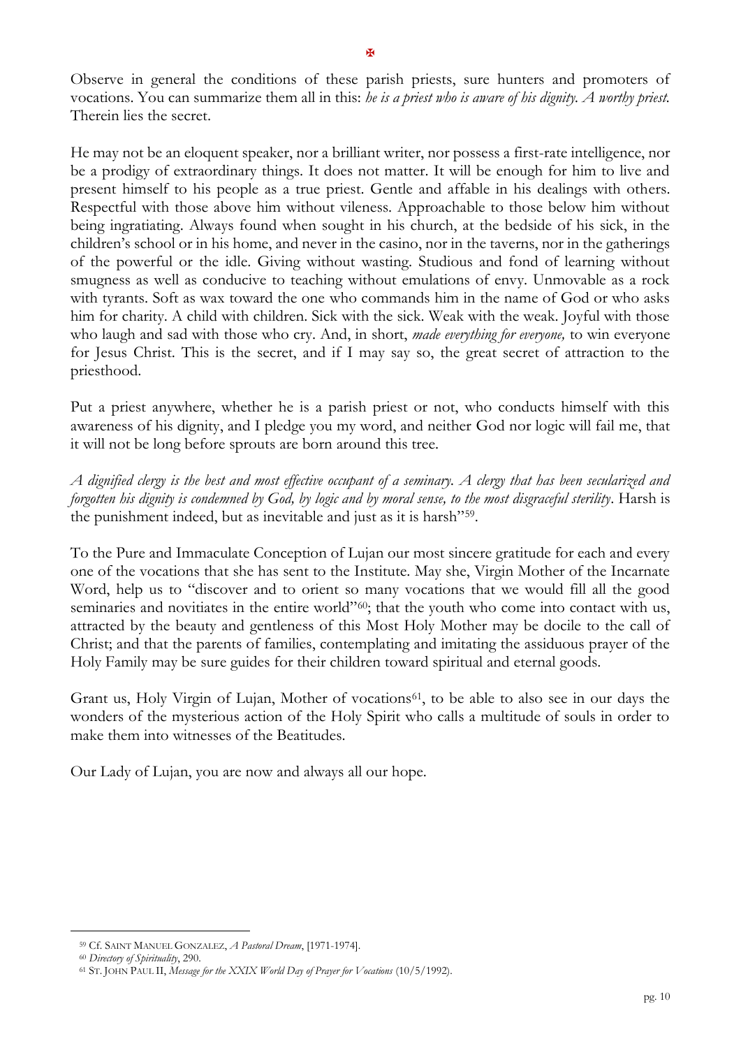Observe in general the conditions of these parish priests, sure hunters and promoters of vocations. You can summarize them all in this: *he is a priest who is aware of his dignity. A worthy priest.* Therein lies the secret.

He may not be an eloquent speaker, nor a brilliant writer, nor possess a first-rate intelligence, nor be a prodigy of extraordinary things. It does not matter. It will be enough for him to live and present himself to his people as a true priest. Gentle and affable in his dealings with others. Respectful with those above him without vileness. Approachable to those below him without being ingratiating. Always found when sought in his church, at the bedside of his sick, in the children's school or in his home, and never in the casino, nor in the taverns, nor in the gatherings of the powerful or the idle. Giving without wasting. Studious and fond of learning without smugness as well as conducive to teaching without emulations of envy. Unmovable as a rock with tyrants. Soft as wax toward the one who commands him in the name of God or who asks him for charity. A child with children. Sick with the sick. Weak with the weak. Joyful with those who laugh and sad with those who cry. And, in short, *made everything for everyone,* to win everyone for Jesus Christ. This is the secret, and if I may say so, the great secret of attraction to the priesthood.

Put a priest anywhere, whether he is a parish priest or not, who conducts himself with this awareness of his dignity, and I pledge you my word, and neither God nor logic will fail me, that it will not be long before sprouts are born around this tree.

*A dignified clergy is the best and most effective occupant of a seminary. A clergy that has been secularized and forgotten his dignity is condemned by God, by logic and by moral sense, to the most disgraceful sterility*. Harsh is the punishment indeed, but as inevitable and just as it is harsh"[59].

To the Pure and Immaculate Conception of Lujan our most sincere gratitude for each and every one of the vocations that she has sent to the Institute. May she, Virgin Mother of the Incarnate Word, help us to "discover and to orient so many vocations that we would fill all the good seminaries and novitiates in the entire world"[60]; that the youth who come into contact with us, attracted by the beauty and gentleness of this Most Holy Mother may be docile to the call of Christ; and that the parents of families, contemplating and imitating the assiduous prayer of the Holy Family may be sure guides for their children toward spiritual and eternal goods.

Grant us, Holy Virgin of Lujan, Mother of vocations[61], to be able to also see in our days the wonders of the mysterious action of the Holy Spirit who calls a multitude of souls in order to make them into witnesses of the Beatitudes.

Our Lady of Lujan, you are now and always all our hope.

---

[59] Cf. SAINT MANUEL GONZALEZ, *A Pastoral Dream*, [1971-1974].

[60] *Directory of Spirituality*, 290.

[61] ST. JOHN PAUL II, *Message for the XXIX World Day of Prayer for Vocations* (10/5/1992).